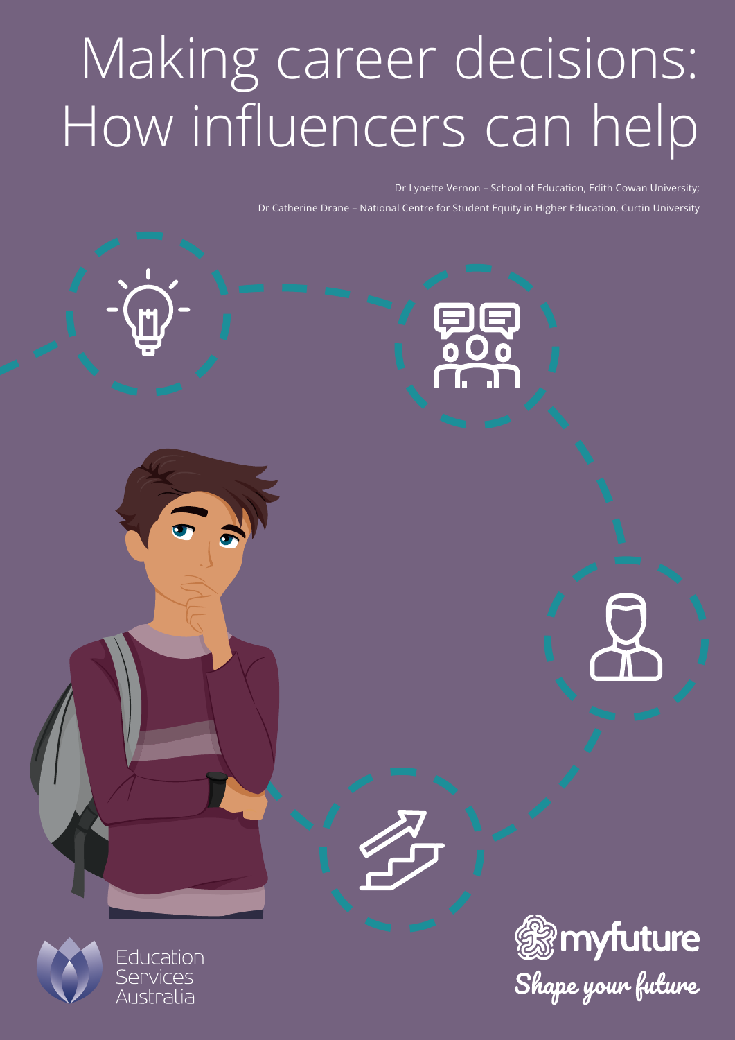# Making career decisions: How influencers can help

Dr Lynette Vernon – School of Education, Edith Cowan University;

Dr Catherine Drane – National Centre for Student Equity in Higher Education, Curtin University

Education Services Australia

myfuture

Shape your future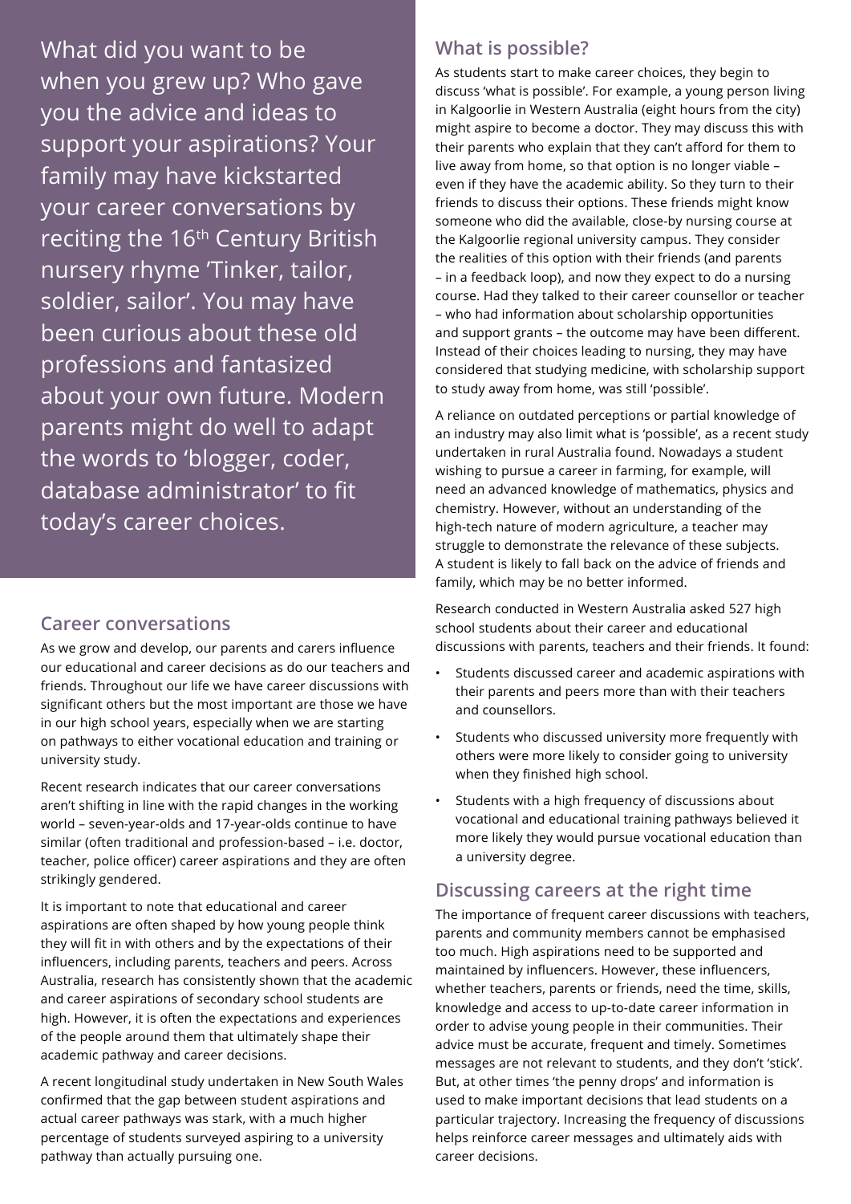What did you want to be when you grew up? Who gave you the advice and ideas to support your aspirations? Your family may have kickstarted your career conversations by reciting the 16th Century British nursery rhyme 'Tinker, tailor, soldier, sailor'. You may have been curious about these old professions and fantasized about your own future. Modern parents might do well to adapt the words to 'blogger, coder, database administrator' to fit today's career choices.

## Career conversations

As we grow and develop, our parents and carers influence our educational and career decisions as do our teachers and friends. Throughout our life we have career discussions with significant others but the most important are those we have in our high school years, especially when we are starting on pathways to either vocational education and training or university study.

Recent research indicates that our career conversations aren't shifting in line with the rapid changes in the working world – seven-year-olds and 17-year-olds continue to have similar (often traditional and profession-based – i.e. doctor, teacher, police officer) career aspirations and they are often strikingly gendered.

It is important to note that educational and career aspirations are often shaped by how young people think they will fit in with others and by the expectations of their influencers, including parents, teachers and peers. Across Australia, research has consistently shown that the academic and career aspirations of secondary school students are high. However, it is often the expectations and experiences of the people around them that ultimately shape their academic pathway and career decisions.

A recent longitudinal study undertaken in New South Wales confirmed that the gap between student aspirations and actual career pathways was stark, with a much higher percentage of students surveyed aspiring to a university pathway than actually pursuing one.

## What is possible?

As students start to make career choices, they begin to discuss 'what is possible'. For example, a young person living in Kalgoorlie in Western Australia (eight hours from the city) might aspire to become a doctor. They may discuss this with their parents who explain that they can't afford for them to live away from home, so that option is no longer viable – even if they have the academic ability. So they turn to their friends to discuss their options. These friends might know someone who did the available, close-by nursing course at the Kalgoorlie regional university campus. They consider the realities of this option with their friends (and parents – in a feedback loop), and now they expect to do a nursing course. Had they talked to their career counsellor or teacher – who had information about scholarship opportunities and support grants – the outcome may have been different. Instead of their choices leading to nursing, they may have considered that studying medicine, with scholarship support to study away from home, was still 'possible'.

A reliance on outdated perceptions or partial knowledge of an industry may also limit what is 'possible', as a recent study undertaken in rural Australia found. Nowadays a student wishing to pursue a career in farming, for example, will need an advanced knowledge of mathematics, physics and chemistry. However, without an understanding of the high-tech nature of modern agriculture, a teacher may struggle to demonstrate the relevance of these subjects. A student is likely to fall back on the advice of friends and family, which may be no better informed.

Research conducted in Western Australia asked 527 high school students about their career and educational discussions with parents, teachers and their friends. It found:

- Students discussed career and academic aspirations with their parents and peers more than with their teachers and counsellors.
- Students who discussed university more frequently with others were more likely to consider going to university when they finished high school.
- Students with a high frequency of discussions about vocational and educational training pathways believed it more likely they would pursue vocational education than a university degree.

## Discussing careers at the right time

The importance of frequent career discussions with teachers, parents and community members cannot be emphasised too much. High aspirations need to be supported and maintained by influencers. However, these influencers, whether teachers, parents or friends, need the time, skills, knowledge and access to up-to-date career information in order to advise young people in their communities. Their advice must be accurate, frequent and timely. Sometimes messages are not relevant to students, and they don't 'stick'. But, at other times 'the penny drops' and information is used to make important decisions that lead students on a particular trajectory. Increasing the frequency of discussions helps reinforce career messages and ultimately aids with career decisions.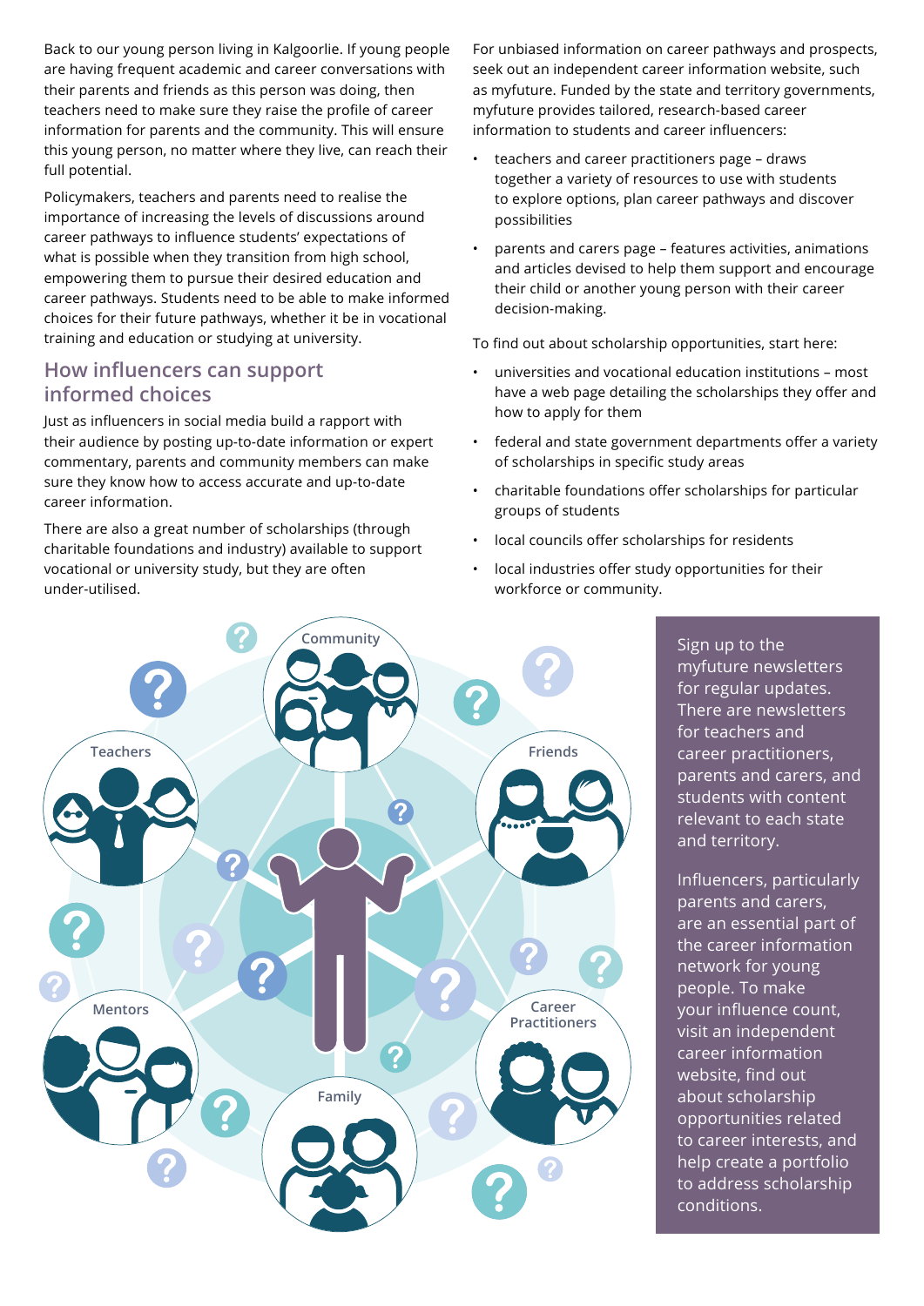Back to our young person living in Kalgoorlie. If young people are having frequent academic and career conversations with their parents and friends as this person was doing, then teachers need to make sure they raise the profile of career information for parents and the community. This will ensure this young person, no matter where they live, can reach their full potential.

Policymakers, teachers and parents need to realise the importance of increasing the levels of discussions around career pathways to influence students' expectations of what is possible when they transition from high school, empowering them to pursue their desired education and career pathways. Students need to be able to make informed choices for their future pathways, whether it be in vocational training and education or studying at university.

## How influencers can support informed choices

Just as influencers in social media build a rapport with their audience by posting up-to-date information or expert commentary, parents and community members can make sure they know how to access accurate and up-to-date career information.

There are also a great number of scholarships (through charitable foundations and industry) available to support vocational or university study, but they are often under-utilised.

For unbiased information on career pathways and prospects, seek out an independent career information website, such as myfuture. Funded by the state and territory governments, myfuture provides tailored, research-based career information to students and career influencers:

- teachers and career practitioners page – draws together a variety of resources to use with students to explore options, plan career pathways and discover possibilities
- parents and carers page – features activities, animations and articles devised to help them support and encourage their child or another young person with their career decision-making.

To find out about scholarship opportunities, start here:

- universities and vocational education institutions – most have a web page detailing the scholarships they offer and how to apply for them
- federal and state government departments offer a variety of scholarships in specific study areas
- charitable foundations offer scholarships for particular groups of students
- local councils offer scholarships for residents
- local industries offer study opportunities for their workforce or community.

Community

Teachers

Friends

Mentors

Career Practitioners

Family

Sign up to the myfuture newsletters for regular updates. There are newsletters for teachers and career practitioners, parents and carers, and students with content relevant to each state and territory.

Influencers, particularly parents and carers, are an essential part of the career information network for young people. To make your influence count, visit an independent career information website, find out about scholarship opportunities related to career interests, and help create a portfolio to address scholarship conditions.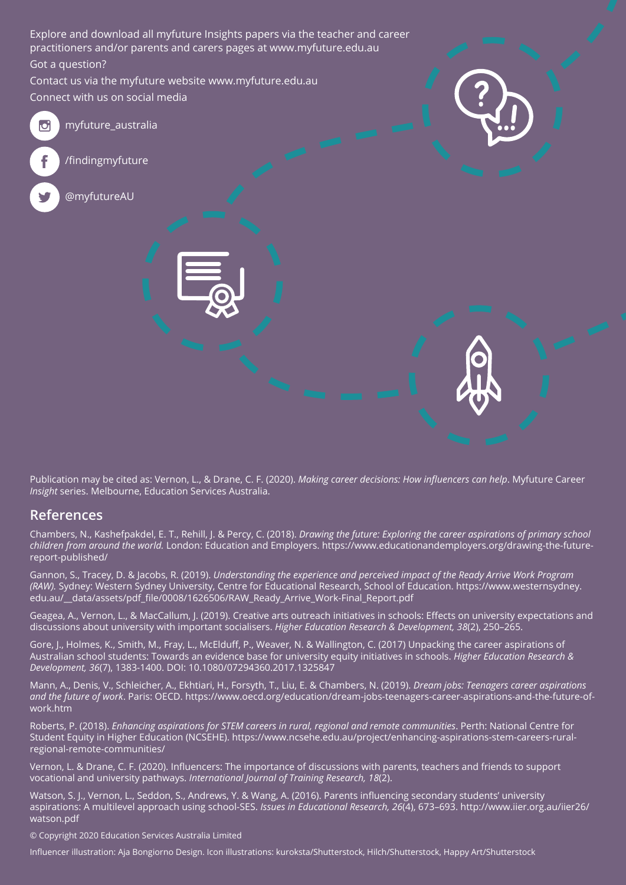Explore and download all myfuture Insights papers via the teacher and career practitioners and/or parents and carers pages at www.myfuture.edu.au

Got a question?

Contact us via the myfuture website www.myfuture.edu.au

Connect with us on social media

myfuture_australia

/findingmyfuture

@myfutureAU

Publication may be cited as: Vernon, L., & Drane, C. F. (2020). *Making career decisions: How influencers can help*. Myfuture Career *Insight* series. Melbourne, Education Services Australia.

## References

Chambers, N., Kashefpakdel, E. T., Rehill, J. & Percy, C. (2018). *Drawing the future: Exploring the career aspirations of primary school children from around the world.* London: Education and Employers. https://www.educationandemployers.org/drawing-the-future-report-published/

Gannon, S., Tracey, D. & Jacobs, R. (2019). *Understanding the experience and perceived impact of the Ready Arrive Work Program (RAW).* Sydney: Western Sydney University, Centre for Educational Research, School of Education. https://www.westernsydney.edu.au/__data/assets/pdf_file/0008/1626506/RAW_Ready_Arrive_Work-Final_Report.pdf

Geagea, A., Vernon, L., & MacCallum, J. (2019). Creative arts outreach initiatives in schools: Effects on university expectations and discussions about university with important socialisers. *Higher Education Research & Development, 38*(2), 250–265.

Gore, J., Holmes, K., Smith, M., Fray, L., McElduff, P., Weaver, N. & Wallington, C. (2017) Unpacking the career aspirations of Australian school students: Towards an evidence base for university equity initiatives in schools. *Higher Education Research & Development, 36*(7), 1383-1400. DOI: 10.1080/07294360.2017.1325847

Mann, A., Denis, V., Schleicher, A., Ekhtiari, H., Forsyth, T., Liu, E. & Chambers, N. (2019). *Dream jobs: Teenagers career aspirations and the future of work*. Paris: OECD. https://www.oecd.org/education/dream-jobs-teenagers-career-aspirations-and-the-future-of-work.htm

Roberts, P. (2018). *Enhancing aspirations for STEM careers in rural, regional and remote communities*. Perth: National Centre for Student Equity in Higher Education (NCSEHE). https://www.ncsehe.edu.au/project/enhancing-aspirations-stem-careers-rural-regional-remote-communities/

Vernon, L. & Drane, C. F. (2020). Influencers: The importance of discussions with parents, teachers and friends to support vocational and university pathways. *International Journal of Training Research, 18*(2).

Watson, S. J., Vernon, L., Seddon, S., Andrews, Y. & Wang, A. (2016). Parents influencing secondary students' university aspirations: A multilevel approach using school-SES. *Issues in Educational Research, 26*(4), 673–693. http://www.iier.org.au/iier26/watson.pdf

© Copyright 2020 Education Services Australia Limited

Influencer illustration: Aja Bongiorno Design. Icon illustrations: kuroksta/Shutterstock, Hilch/Shutterstock, Happy Art/Shutterstock